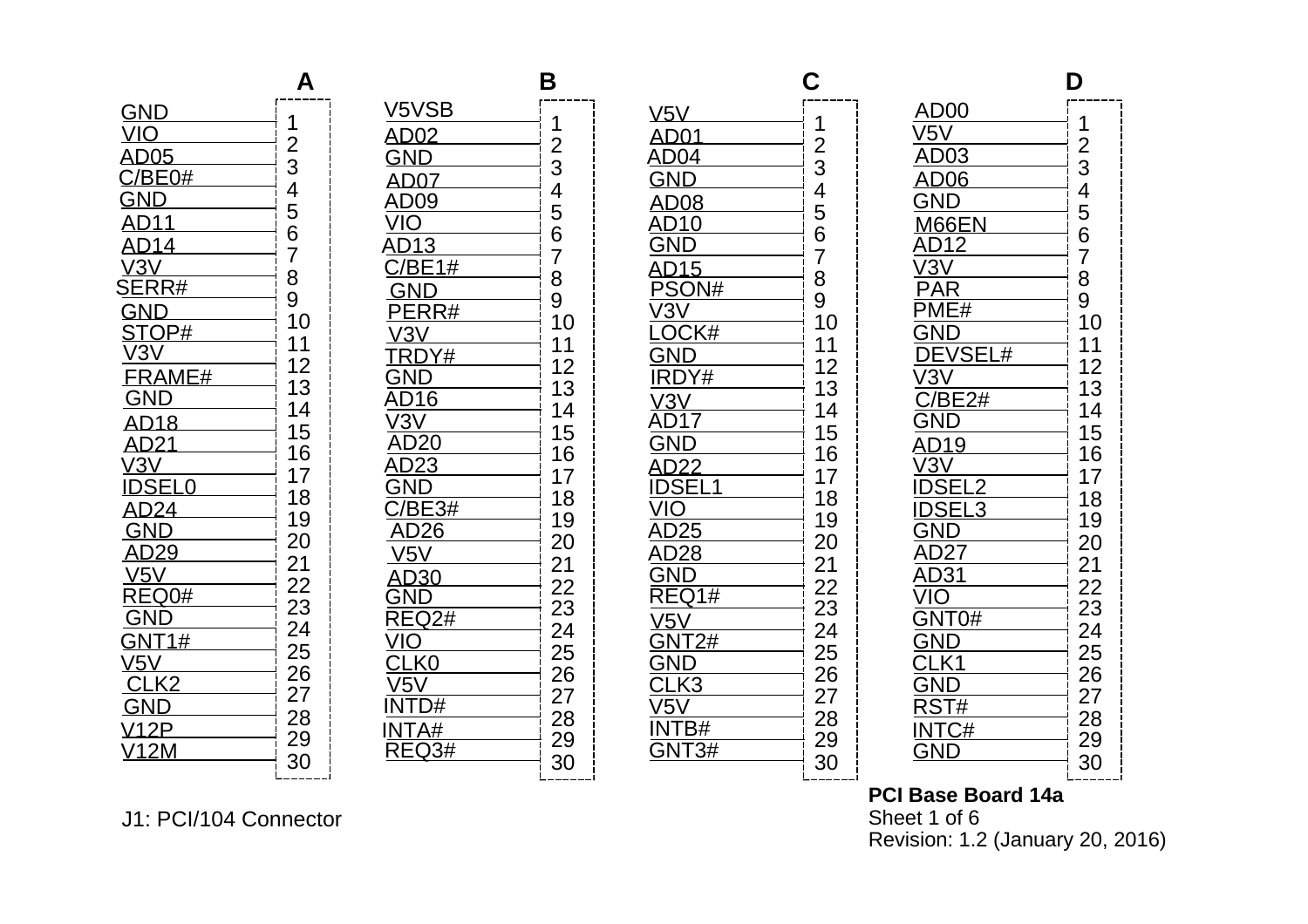| Pin | A | B | C | D |
|---|---|---|---|---|
| 1 | GND | V5VSB | V5V | AD00 |
| 2 | VIO | AD02 | AD01 | V5V |
| 3 | AD05 | GND | AD04 | AD03 |
| 4 | C/BE0# | AD07 | GND | AD06 |
| 5 | GND | AD09 | AD08 | GND |
| 6 | AD11 | VIO | AD10 | M66EN |
| 7 | AD14 | AD13 | GND | AD12 |
| 8 | V3V | C/BE1# | AD15 | V3V |
| 9 | SERR# | GND | PSON# | PAR |
| 10 | GND | PERR# | V3V | PME# |
| 11 | STOP# | V3V | LOCK# | GND |
| 12 | V3V | TRDY# | GND | DEVSEL# |
| 13 | FRAME# | GND | IRDY# | V3V |
| 14 | GND | AD16 | V3V | C/BE2# |
| 15 | AD18 | V3V | AD17 | GND |
| 16 | AD21 | AD20 | GND | AD19 |
| 17 | V3V | AD23 | AD22 | V3V |
| 18 | IDSEL0 | GND | IDSEL1 | IDSEL2 |
| 19 | AD24 | C/BE3# | VIO | IDSEL3 |
| 20 | GND | AD26 | AD25 | GND |
| 21 | AD29 | V5V | AD28 | AD27 |
| 22 | V5V | AD30 | GND | AD31 |
| 23 | REQ0# | GND | REQ1# | VIO |
| 24 | GND | REQ2# | V5V | GNT0# |
| 25 | GNT1# | VIO | GNT2# | GND |
| 26 | V5V | CLK0 | GND | CLK1 |
| 27 | CLK2 | V5V | CLK3 | GND |
| 28 | GND | INTD# | V5V | RST# |
| 29 | V12P | INTA# | INTB# | INTC# |
| 30 | V12M | REQ3# | GNT3# | GND |

J1: PCI/104 Connector

**PCI Base Board 14a**

Revision: 1.2 (January 20, 2016)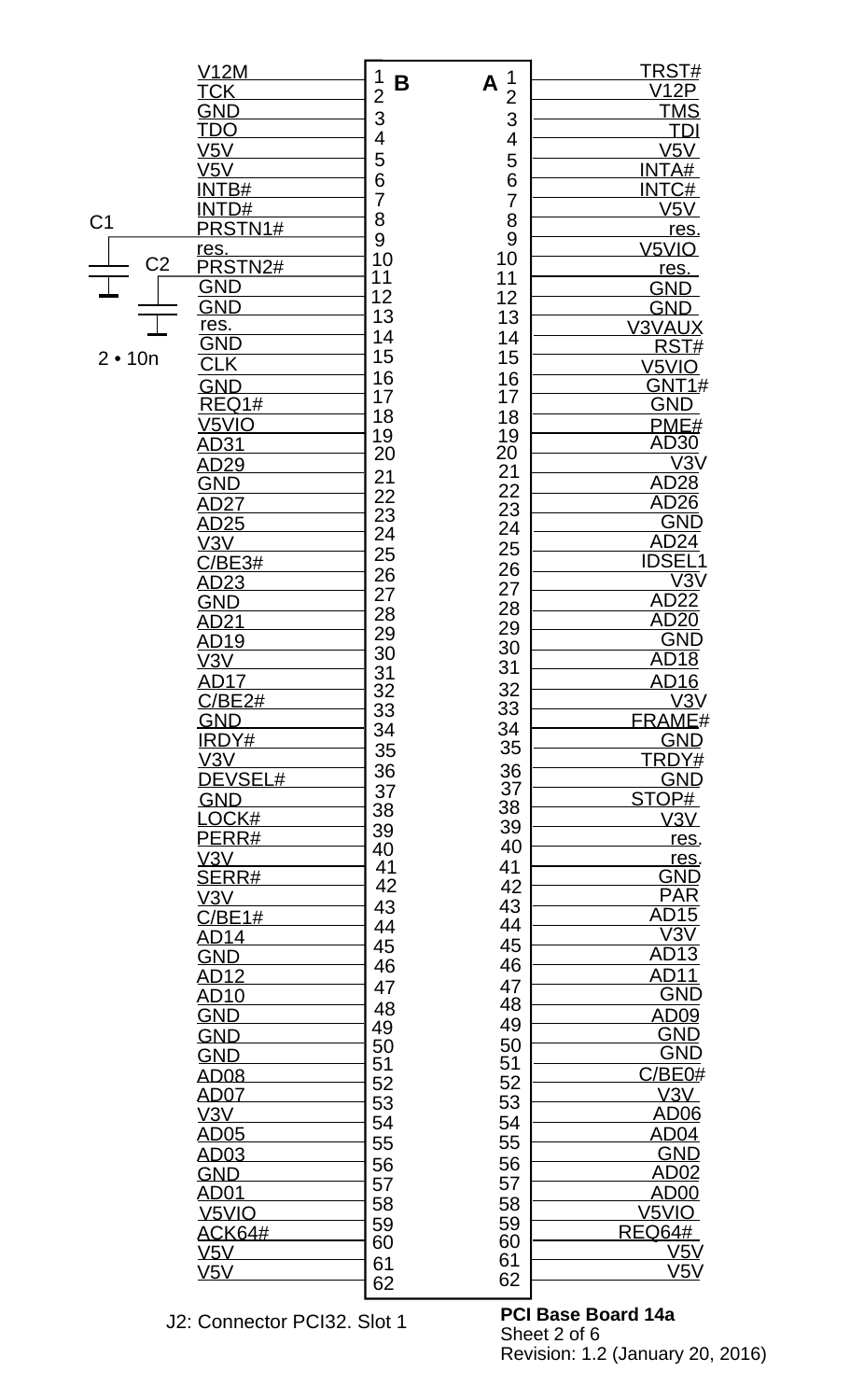| B Signal | B Pin | A Pin | A Signal |
|---|---|---|---|
| V12M | 1 | 1 | TRST# |
| TCK | 2 | 2 | V12P |
| GND | 3 | 3 | TMS |
| TDO | 4 | 4 | TDI |
| V5V | 5 | 5 | V5V |
| V5V | 6 | 6 | INTA# |
| INTB# | 7 | 7 | INTC# |
| INTD# | 8 | 8 | V5V |
| PRSTN1# | 9 | 9 | res. |
| res. | 10 | 10 | V5VIO |
| PRSTN2# | 11 | 11 | res. |
| GND | 12 | 12 | GND |
| GND | 13 | 13 | GND |
| res. | 14 | 14 | V3VAUX |
| GND | 15 | 15 | RST# |
| CLK | 16 | 16 | V5VIO |
| GND | 17 | 17 | GNT1# |
| REQ1# | 18 | 18 | GND |
| V5VIO | 19 | 19 | PME# |
| AD31 | 20 | 20 | AD30 |
| AD29 | 21 | 21 | V3V |
| GND | 22 | 22 | AD28 |
| AD27 | 23 | 23 | AD26 |
| AD25 | 24 | 24 | GND |
| V3V | 25 | 25 | AD24 |
| C/BE3# | 26 | 26 | IDSEL1 |
| AD23 | 27 | 27 | V3V |
| GND | 28 | 28 | AD22 |
| AD21 | 29 | 29 | AD20 |
| AD19 | 30 | 30 | GND |
| V3V | 31 | 31 | AD18 |
| AD17 | 32 | 32 | AD16 |
| C/BE2# | 33 | 33 | V3V |
| GND | 34 | 34 | FRAME# |
| IRDY# | 35 | 35 | GND |
| V3V | 36 | 36 | TRDY# |
| DEVSEL# | 37 | 37 | GND |
| GND | 38 | 38 | STOP# |
| LOCK# | 39 | 39 | V3V |
| PERR# | 40 | 40 | res. |
| V3V | 41 | 41 | res. |
| SERR# | 42 | 42 | GND |
| V3V | 43 | 43 | PAR |
| C/BE1# | 44 | 44 | AD15 |
| AD14 | 45 | 45 | V3V |
| GND | 46 | 46 | AD13 |
| AD12 | 47 | 47 | AD11 |
| AD10 | 48 | 48 | GND |
| GND | 49 | 49 | AD09 |
| GND | 50 | 50 | GND |
| GND | 51 | 51 | GND |
| AD08 | 52 | 52 | C/BE0# |
| AD07 | 53 | 53 | V3V |
| V3V | 54 | 54 | AD06 |
| AD05 | 55 | 55 | AD04 |
| AD03 | 56 | 56 | GND |
| GND | 57 | 57 | AD02 |
| AD01 | 58 | 58 | AD00 |
| V5VIO | 59 | 59 | V5VIO |
| ACK64# | 60 | 60 | REQ64# |
| V5V | 61 | 61 | V5V |
| V5V | 62 | 62 | V5V |

C1, C2: 2 • 10n

J2: Connector PCI32. Slot 1

**PCI Base Board 14a**
Sheet 2 of 6
Revision: 1.2 (January 20, 2016)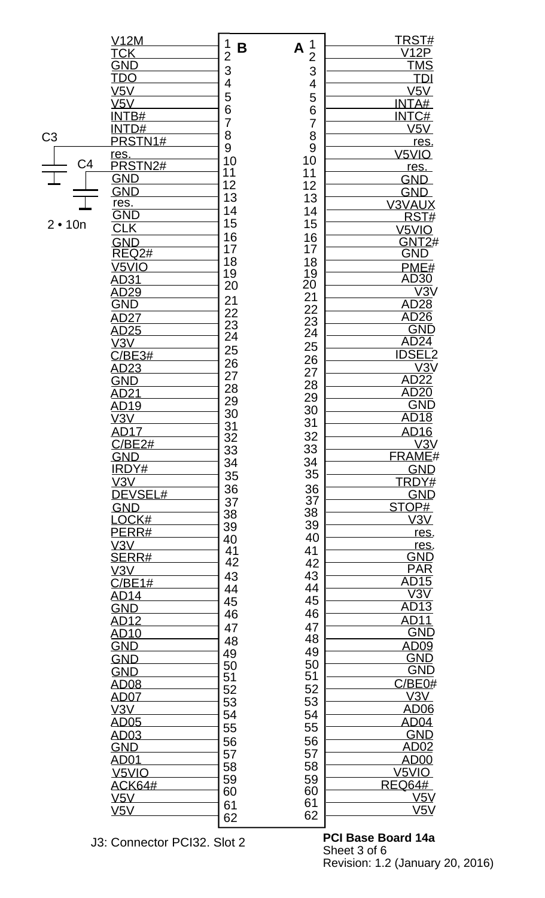| B signal | B pin | A pin | A signal |
|---|---|---|---|
| V12M | 1 | 1 | TRST# |
| TCK | 2 | 2 | V12P |
| GND | 3 | 3 | TMS |
| TDO | 4 | 4 | TDI |
| V5V | 5 | 5 | V5V |
| V5V | 6 | 6 | INTA# |
| INTB# | 7 | 7 | INTC# |
| INTD# | 8 | 8 | V5V |
| PRSTN1# | 9 | 9 | res. |
| res. | 10 | 10 | V5VIO |
| PRSTN2# | 11 | 11 | res. |
| GND | 12 | 12 | GND |
| GND | 13 | 13 | GND |
| res. | 14 | 14 | V3VAUX |
| GND | 15 | 15 | RST# |
| CLK | 16 | 16 | V5VIO |
| GND | 17 | 17 | GNT2# |
| REQ2# | 18 | 18 | GND |
| V5VIO | 19 | 19 | PME# |
| AD31 | 20 | 20 | AD30 |
| AD29 | 21 | 21 | V3V |
| GND | 22 | 22 | AD28 |
| AD27 | 23 | 23 | AD26 |
| AD25 | 24 | 24 | GND |
| V3V | 25 | 25 | AD24 |
| C/BE3# | 26 | 26 | IDSEL2 |
| AD23 | 27 | 27 | V3V |
| GND | 28 | 28 | AD22 |
| AD21 | 29 | 29 | AD20 |
| AD19 | 30 | 30 | GND |
| V3V | 31 | 31 | AD18 |
| AD17 | 32 | 32 | AD16 |
| C/BE2# | 33 | 33 | V3V |
| GND | 34 | 34 | FRAME# |
| IRDY# | 35 | 35 | GND |
| V3V | 36 | 36 | TRDY# |
| DEVSEL# | 37 | 37 | GND |
| GND | 38 | 38 | STOP# |
| LOCK# | 39 | 39 | V3V |
| PERR# | 40 | 40 | res. |
| V3V | 41 | 41 | res. |
| SERR# | 42 | 42 | GND |
| V3V | 43 | 43 | PAR |
| C/BE1# | 44 | 44 | AD15 |
| AD14 | 45 | 45 | V3V |
| GND | 46 | 46 | AD13 |
| AD12 | 47 | 47 | AD11 |
| AD10 | 48 | 48 | GND |
| GND | 49 | 49 | AD09 |
| GND | 50 | 50 | GND |
| GND | 51 | 51 | GND |
| AD08 | 52 | 52 | C/BE0# |
| AD07 | 53 | 53 | V3V |
| V3V | 54 | 54 | AD06 |
| AD05 | 55 | 55 | AD04 |
| AD03 | 56 | 56 | GND |
| GND | 57 | 57 | AD02 |
| AD01 | 58 | 58 | AD00 |
| V5VIO | 59 | 59 | V5VIO |
| ACK64# | 60 | 60 | REQ64# |
| V5V | 61 | 61 | V5V |
| V5V | 62 | 62 | V5V |

C3, C4: 2 • 10n

J3: Connector PCI32. Slot 2

**PCI Base Board 14a**
Sheet 3 of 6
Revision: 1.2 (January 20, 2016)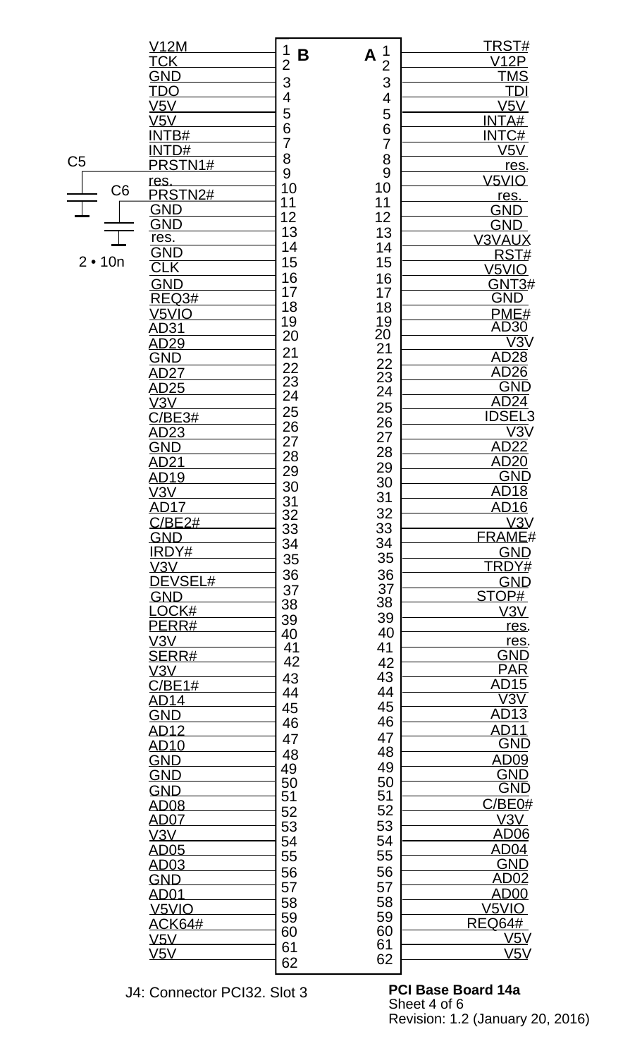| B Pin | B Signal | A Pin | A Signal |
|---|---|---|---|
| 1 | V12M | 1 | TRST# |
| 2 | TCK | 2 | V12P |
| 3 | GND | 3 | TMS |
| 4 | TDO | 4 | TDI |
| 5 | V5V | 5 | V5V |
| 6 | V5V | 6 | INTA# |
| 7 | INTB# | 7 | INTC# |
| 8 | INTD# | 8 | V5V |
| 9 | PRSTN1# | 9 | res. |
| 10 | res. | 10 | V5VIO |
| 11 | PRSTN2# | 11 | res. |
| 12 | GND | 12 | GND |
| 13 | GND | 13 | GND |
| 14 | res. | 14 | V3VAUX |
| 15 | GND | 15 | RST# |
| 16 | CLK | 16 | V5VIO |
| 17 | GND | 17 | GNT3# |
| 18 | REQ3# | 18 | GND |
| 19 | V5VIO | 19 | PME# |
| 20 | AD31 | 20 | AD30 |
| 21 | AD29 | 21 | V3V |
| 22 | GND | 22 | AD28 |
| 23 | AD27 | 23 | AD26 |
| 24 | AD25 | 24 | GND |
| 25 | V3V | 25 | AD24 |
| 26 | C/BE3# | 26 | IDSEL3 |
| 27 | AD23 | 27 | V3V |
| 28 | GND | 28 | AD22 |
| 29 | AD21 | 29 | AD20 |
| 30 | AD19 | 30 | GND |
| 31 | V3V | 31 | AD18 |
| 32 | AD17 | 32 | AD16 |
| 33 | C/BE2# | 33 | V3V |
| 34 | GND | 34 | FRAME# |
| 35 | IRDY# | 35 | GND |
| 36 | V3V | 36 | TRDY# |
| 37 | DEVSEL# | 37 | GND |
| 38 | GND | 38 | STOP# |
| 39 | LOCK# | 39 | V3V |
| 40 | PERR# | 40 | res. |
| 41 | V3V | 41 | res. |
| 42 | SERR# | 42 | GND |
| 43 | V3V | 43 | PAR |
| 44 | C/BE1# | 44 | AD15 |
| 45 | AD14 | 45 | V3V |
| 46 | GND | 46 | AD13 |
| 47 | AD12 | 47 | AD11 |
| 48 | AD10 | 48 | GND |
| 49 | GND | 49 | AD09 |
| 50 | GND | 50 | GND |
| 51 | GND | 51 | GND |
| 52 | AD08 | 52 | C/BE0# |
| 53 | AD07 | 53 | V3V |
| 54 | V3V | 54 | AD06 |
| 55 | AD05 | 55 | AD04 |
| 56 | AD03 | 56 | GND |
| 57 | GND | 57 | AD02 |
| 58 | AD01 | 58 | AD00 |
| 59 | V5VIO | 59 | V5VIO |
| 60 | ACK64# | 60 | REQ64# |
| 61 | V5V | 61 | V5V |
| 62 | V5V | 62 | V5V |

C5, C6: 2 • 10n

J4: Connector PCI32. Slot 3

**PCI Base Board 14a**
Sheet 4 of 6
Revision: 1.2 (January 20, 2016)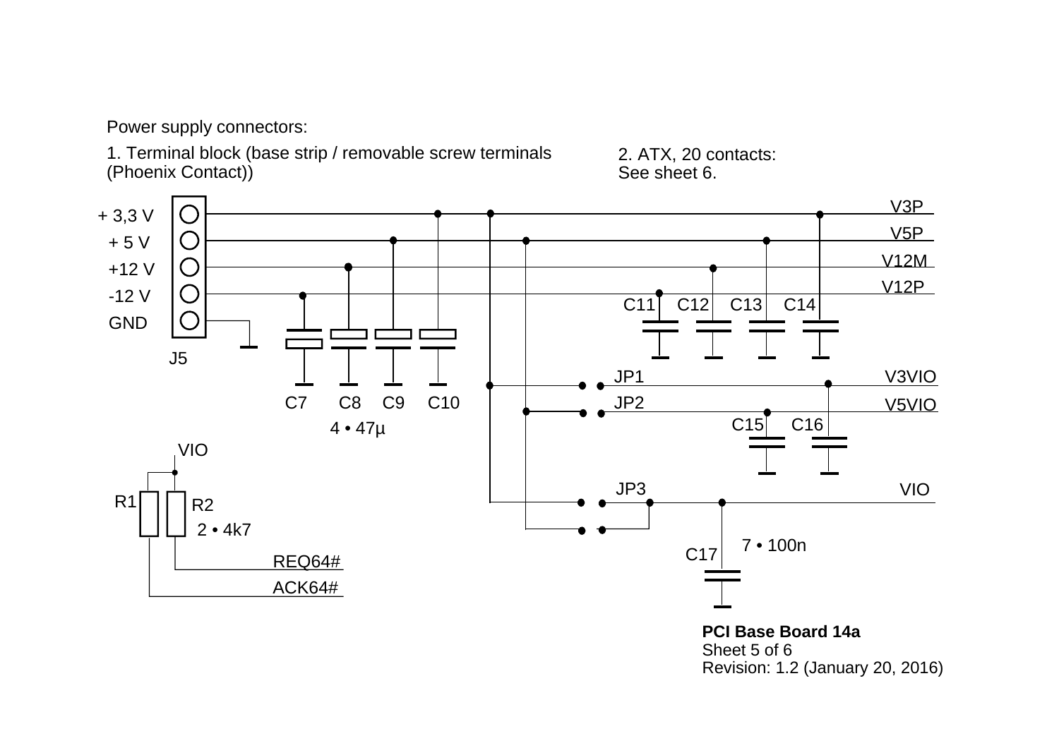Power supply connectors:

1. Terminal block (base strip / removable screw terminals (Phoenix Contact))

2. ATX, 20 contacts: See sheet 6.

+ 3,3 V
+ 5 V
+12 V
-12 V
GND

J5

V3P
V5P
V12M
V12P

C11 C12 C13 C14

C7 C8 C9 C10

4 • 47µ

JP1 V3VIO
JP2 V5VIO

C15 C16

VIO

R1 R2

2 • 4k7

JP3 VIO

C17 7 • 100n

REQ64#
ACK64#

**PCI Base Board 14a**
Sheet 5 of 6
Revision: 1.2 (January 20, 2016)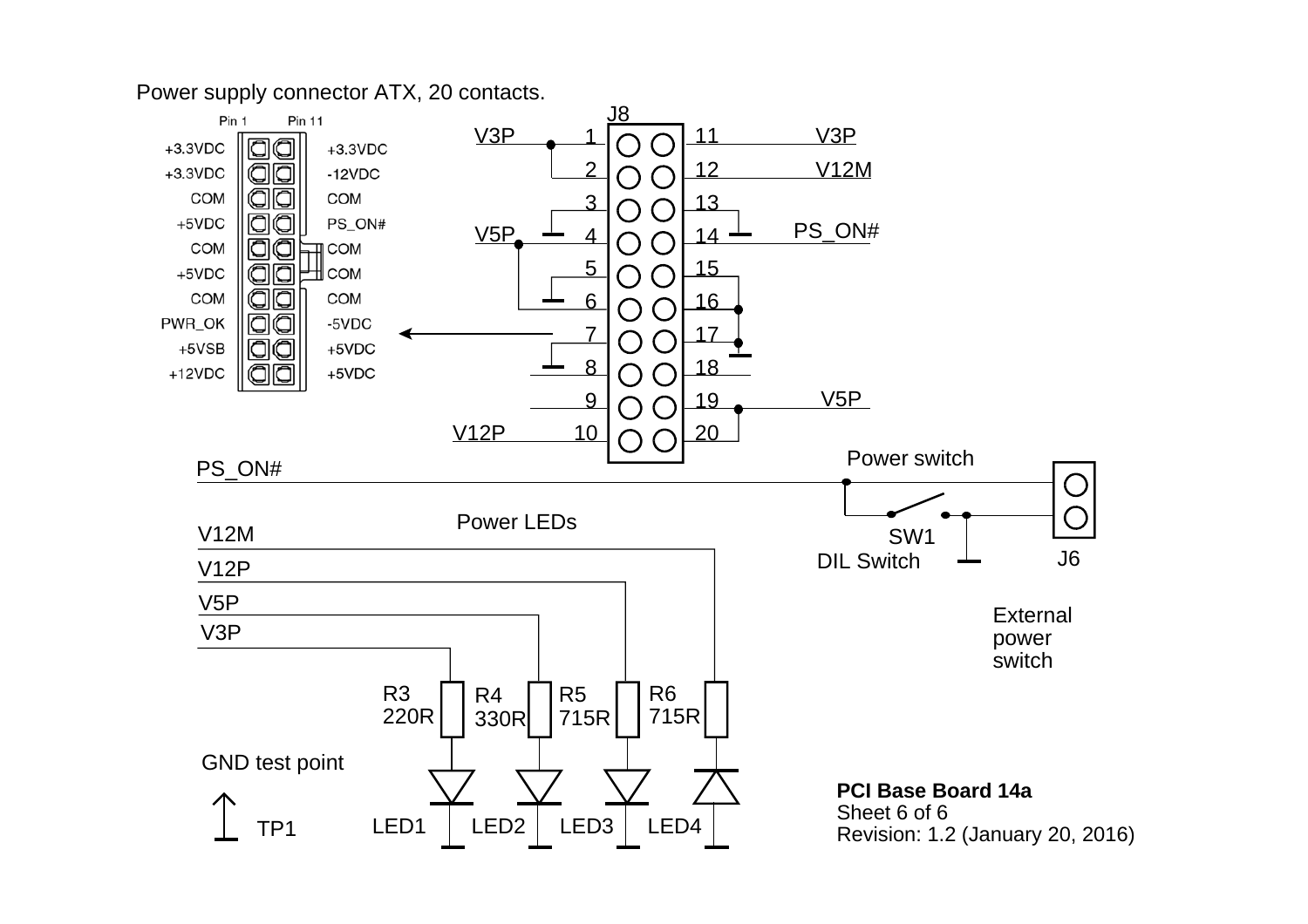Power supply connector ATX, 20 contacts.

Pin 1
Pin 11

+3.3VDC
+3.3VDC
COM
+5VDC
COM
+5VDC
COM
PWR_OK
+5VSB
+12VDC

+3.3VDC
-12VDC
COM
PS_ON#
COM
COM
COM
-5VDC
+5VDC
+5VDC

J8

V3P 1
2
3
V5P 4
5
6
7
8
9
V12P 10

11 V3P
12 V12M
13
14 PS_ON#
15
16
17
18
19 V5P
20

PS_ON#

Power switch

SW1
DIL Switch

J6

External
power
switch

Power LEDs

V12M
V12P
V5P
V3P

R3
220R

R4
330R

R5
715R

R6
715R

GND test point

TP1

LED1
LED2
LED3
LED4

**PCI Base Board 14a**
Sheet 6 of 6
Revision: 1.2 (January 20, 2016)